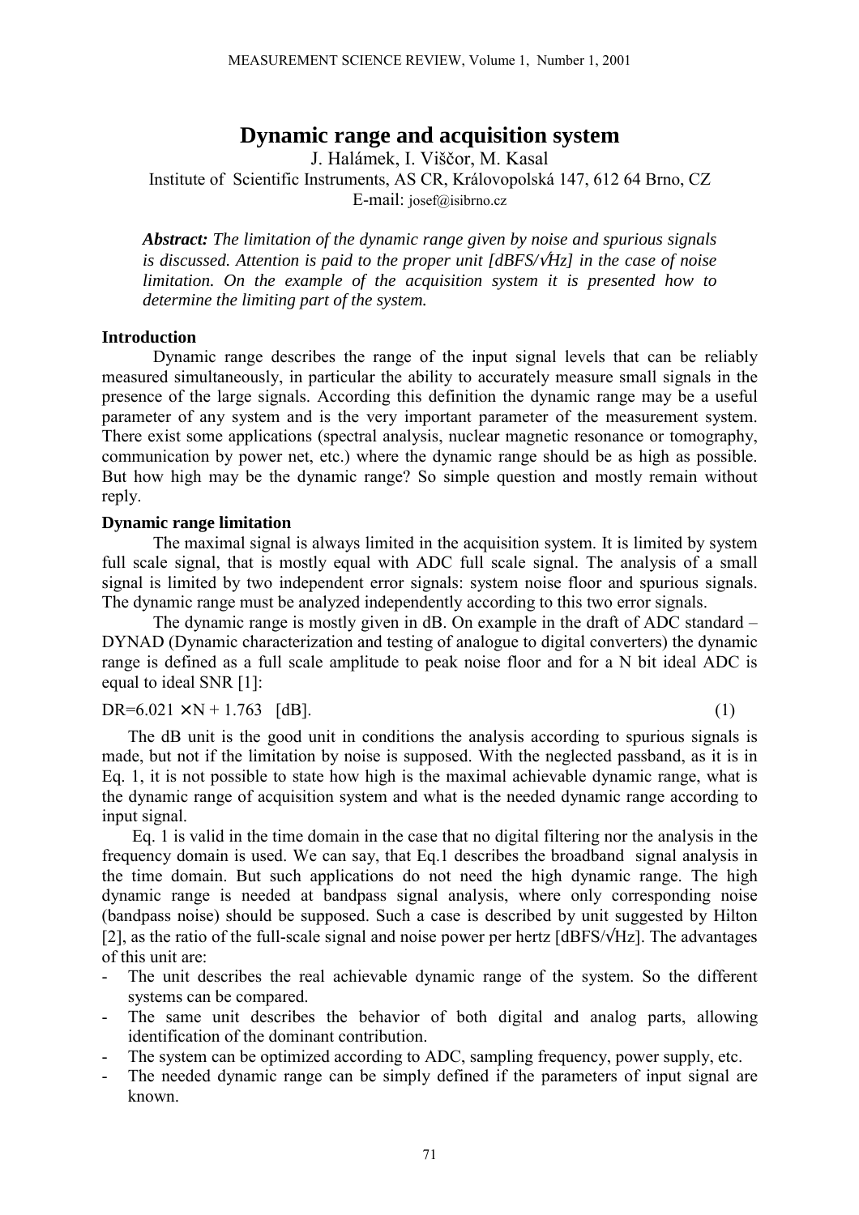# Dynamic range and acquisition system

J. Halámek, I. Viščor, M. Kasal

Institute of Scientific Instruments, AS CR, Královopolská 147, 612 64 Brno, CZ

E-mail: josef@isibrno.cz

***Abstract:*** *The limitation of the dynamic range given by noise and spurious signals is discussed. Attention is paid to the proper unit [dBFS/√Hz] in the case of noise limitation. On the example of the acquisition system it is presented how to determine the limiting part of the system.*

## Introduction

Dynamic range describes the range of the input signal levels that can be reliably measured simultaneously, in particular the ability to accurately measure small signals in the presence of the large signals. According this definition the dynamic range may be a useful parameter of any system and is the very important parameter of the measurement system. There exist some applications (spectral analysis, nuclear magnetic resonance or tomography, communication by power net, etc.) where the dynamic range should be as high as possible. But how high may be the dynamic range? So simple question and mostly remain without reply.

## Dynamic range limitation

The maximal signal is always limited in the acquisition system. It is limited by system full scale signal, that is mostly equal with ADC full scale signal. The analysis of a small signal is limited by two independent error signals: system noise floor and spurious signals. The dynamic range must be analyzed independently according to this two error signals.

The dynamic range is mostly given in dB. On example in the draft of ADC standard – DYNAD (Dynamic characterization and testing of analogue to digital converters) the dynamic range is defined as a full scale amplitude to peak noise floor and for a N bit ideal ADC is equal to ideal SNR [1]:

$$DR = 6.021 \times N + 1.763 \quad [\text{dB}]. \tag{1}$$

The dB unit is the good unit in conditions the analysis according to spurious signals is made, but not if the limitation by noise is supposed. With the neglected passband, as it is in Eq. 1, it is not possible to state how high is the maximal achievable dynamic range, what is the dynamic range of acquisition system and what is the needed dynamic range according to input signal.

Eq. 1 is valid in the time domain in the case that no digital filtering nor the analysis in the frequency domain is used. We can say, that Eq.1 describes the broadband signal analysis in the time domain. But such applications do not need the high dynamic range. The high dynamic range is needed at bandpass signal analysis, where only corresponding noise (bandpass noise) should be supposed. Such a case is described by unit suggested by Hilton [2], as the ratio of the full-scale signal and noise power per hertz [dBFS/√Hz]. The advantages of this unit are:

- The unit describes the real achievable dynamic range of the system. So the different systems can be compared.
- The same unit describes the behavior of both digital and analog parts, allowing identification of the dominant contribution.
- The system can be optimized according to ADC, sampling frequency, power supply, etc.
- The needed dynamic range can be simply defined if the parameters of input signal are known.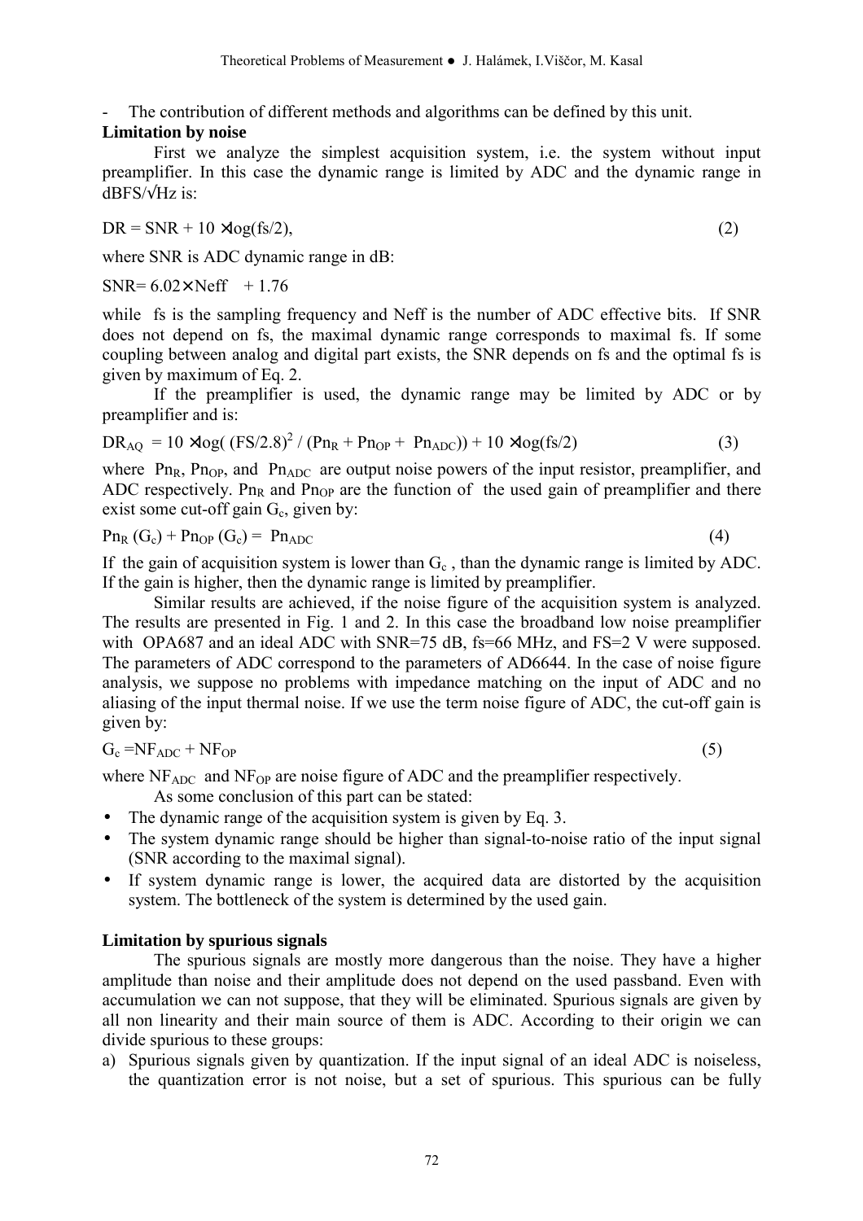- The contribution of different methods and algorithms can be defined by this unit.

**Limitation by noise**

First we analyze the simplest acquisition system, i.e. the system without input preamplifier. In this case the dynamic range is limited by ADC and the dynamic range in dBFS/√Hz is:

$$DR = SNR + 10 \times \log(fs/2), \qquad (2)$$

where SNR is ADC dynamic range in dB:

$$SNR = 6.02 \times Neff + 1.76$$

while fs is the sampling frequency and Neff is the number of ADC effective bits. If SNR does not depend on fs, the maximal dynamic range corresponds to maximal fs. If some coupling between analog and digital part exists, the SNR depends on fs and the optimal fs is given by maximum of Eq. 2.

If the preamplifier is used, the dynamic range may be limited by ADC or by preamplifier and is:

$$DR_{AQ} = 10 \times \log( (FS/2.8)^2 / (Pn_R + Pn_{OP} + Pn_{ADC})) + 10 \times \log(fs/2) \qquad (3)$$

where $Pn_R$, $Pn_{OP}$, and $Pn_{ADC}$ are output noise powers of the input resistor, preamplifier, and ADC respectively. $Pn_R$ and $Pn_{OP}$ are the function of the used gain of preamplifier and there exist some cut-off gain $G_c$, given by:

$$Pn_R(G_c) + Pn_{OP}(G_c) = Pn_{ADC} \qquad (4)$$

If the gain of acquisition system is lower than $G_c$, than the dynamic range is limited by ADC. If the gain is higher, then the dynamic range is limited by preamplifier.

Similar results are achieved, if the noise figure of the acquisition system is analyzed. The results are presented in Fig. 1 and 2. In this case the broadband low noise preamplifier with OPA687 and an ideal ADC with SNR=75 dB, fs=66 MHz, and FS=2 V were supposed. The parameters of ADC correspond to the parameters of AD6644. In the case of noise figure analysis, we suppose no problems with impedance matching on the input of ADC and no aliasing of the input thermal noise. If we use the term noise figure of ADC, the cut-off gain is given by:

$$G_c = NF_{ADC} + NF_{OP} \qquad (5)$$

where $NF_{ADC}$ and $NF_{OP}$ are noise figure of ADC and the preamplifier respectively.

As some conclusion of this part can be stated:

- The dynamic range of the acquisition system is given by Eq. 3.
- The system dynamic range should be higher than signal-to-noise ratio of the input signal (SNR according to the maximal signal).
- If system dynamic range is lower, the acquired data are distorted by the acquisition system. The bottleneck of the system is determined by the used gain.

**Limitation by spurious signals**

The spurious signals are mostly more dangerous than the noise. They have a higher amplitude than noise and their amplitude does not depend on the used passband. Even with accumulation we can not suppose, that they will be eliminated. Spurious signals are given by all non linearity and their main source of them is ADC. According to their origin we can divide spurious to these groups:

a) Spurious signals given by quantization. If the input signal of an ideal ADC is noiseless, the quantization error is not noise, but a set of spurious. This spurious can be fully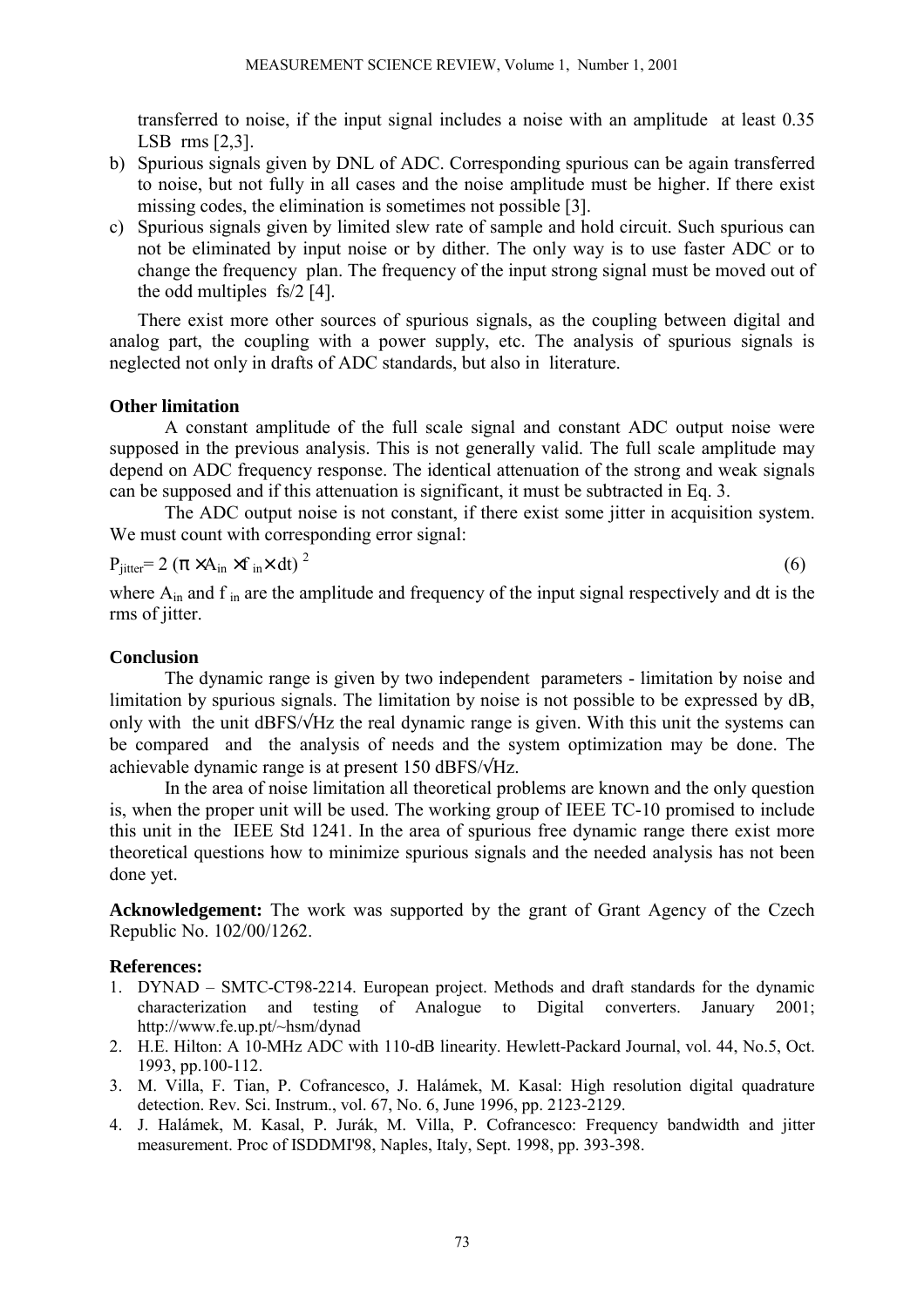transferred to noise, if the input signal includes a noise with an amplitude at least 0.35 LSB rms [2,3].

b) Spurious signals given by DNL of ADC. Corresponding spurious can be again transferred to noise, but not fully in all cases and the noise amplitude must be higher. If there exist missing codes, the elimination is sometimes not possible [3].
c) Spurious signals given by limited slew rate of sample and hold circuit. Such spurious can not be eliminated by input noise or by dither. The only way is to use faster ADC or to change the frequency plan. The frequency of the input strong signal must be moved out of the odd multiples fs/2 [4].

There exist more other sources of spurious signals, as the coupling between digital and analog part, the coupling with a power supply, etc. The analysis of spurious signals is neglected not only in drafts of ADC standards, but also in literature.

**Other limitation**

A constant amplitude of the full scale signal and constant ADC output noise were supposed in the previous analysis. This is not generally valid. The full scale amplitude may depend on ADC frequency response. The identical attenuation of the strong and weak signals can be supposed and if this attenuation is significant, it must be subtracted in Eq. 3.

The ADC output noise is not constant, if there exist some jitter in acquisition system. We must count with corresponding error signal:

$$P_{jitter} = 2\,(\pi \times A_{in} \times f_{in} \times dt)^2 \tag{6}$$

where $A_{in}$ and $f_{in}$ are the amplitude and frequency of the input signal respectively and dt is the rms of jitter.

**Conclusion**

The dynamic range is given by two independent parameters - limitation by noise and limitation by spurious signals. The limitation by noise is not possible to be expressed by dB, only with the unit dBFS/√Hz the real dynamic range is given. With this unit the systems can be compared and the analysis of needs and the system optimization may be done. The achievable dynamic range is at present 150 dBFS/√Hz.

In the area of noise limitation all theoretical problems are known and the only question is, when the proper unit will be used. The working group of IEEE TC-10 promised to include this unit in the IEEE Std 1241. In the area of spurious free dynamic range there exist more theoretical questions how to minimize spurious signals and the needed analysis has not been done yet.

**Acknowledgement:** The work was supported by the grant of Grant Agency of the Czech Republic No. 102/00/1262.

**References:**

1. DYNAD – SMTC-CT98-2214. European project. Methods and draft standards for the dynamic characterization and testing of Analogue to Digital converters. January 2001; http://www.fe.up.pt/~hsm/dynad
2. H.E. Hilton: A 10-MHz ADC with 110-dB linearity. Hewlett-Packard Journal, vol. 44, No.5, Oct. 1993, pp.100-112.
3. M. Villa, F. Tian, P. Cofrancesco, J. Halámek, M. Kasal: High resolution digital quadrature detection. Rev. Sci. Instrum., vol. 67, No. 6, June 1996, pp. 2123-2129.
4. J. Halámek, M. Kasal, P. Jurák, M. Villa, P. Cofrancesco: Frequency bandwidth and jitter measurement. Proc of ISDDMI'98, Naples, Italy, Sept. 1998, pp. 393-398.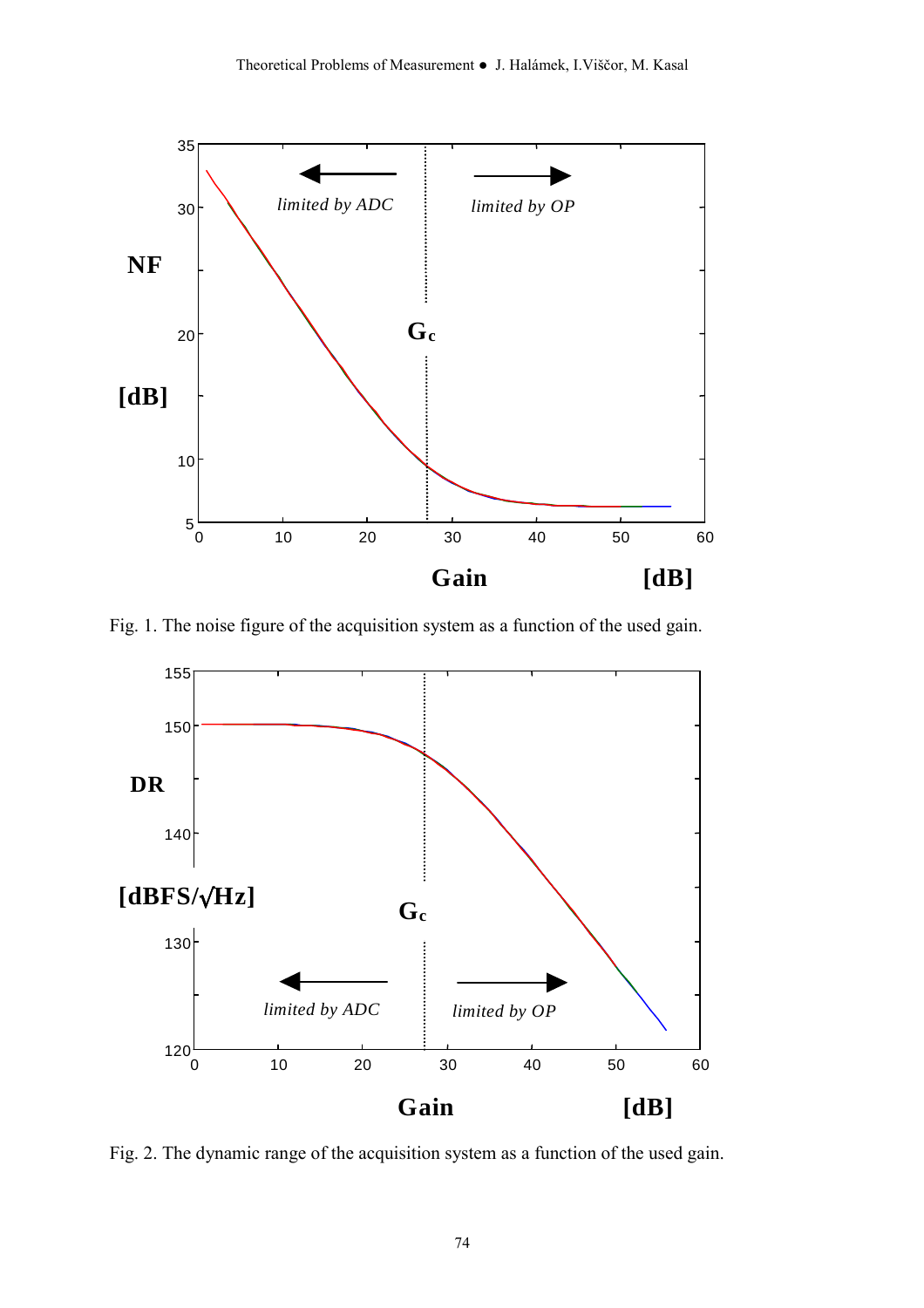NF

[dB]

35

30

20

10

5

0 10 20 30 40 50 60

*limited by ADC*

*limited by OP*

$G_c$

Gain [dB]

Fig. 1. The noise figure of the acquisition system as a function of the used gain.

DR

[dBFS/√Hz]

155

150

140

130

120

0 10 20 30 40 50 60

*limited by ADC*

*limited by OP*

$G_c$

Gain [dB]

Fig. 2. The dynamic range of the acquisition system as a function of the used gain.